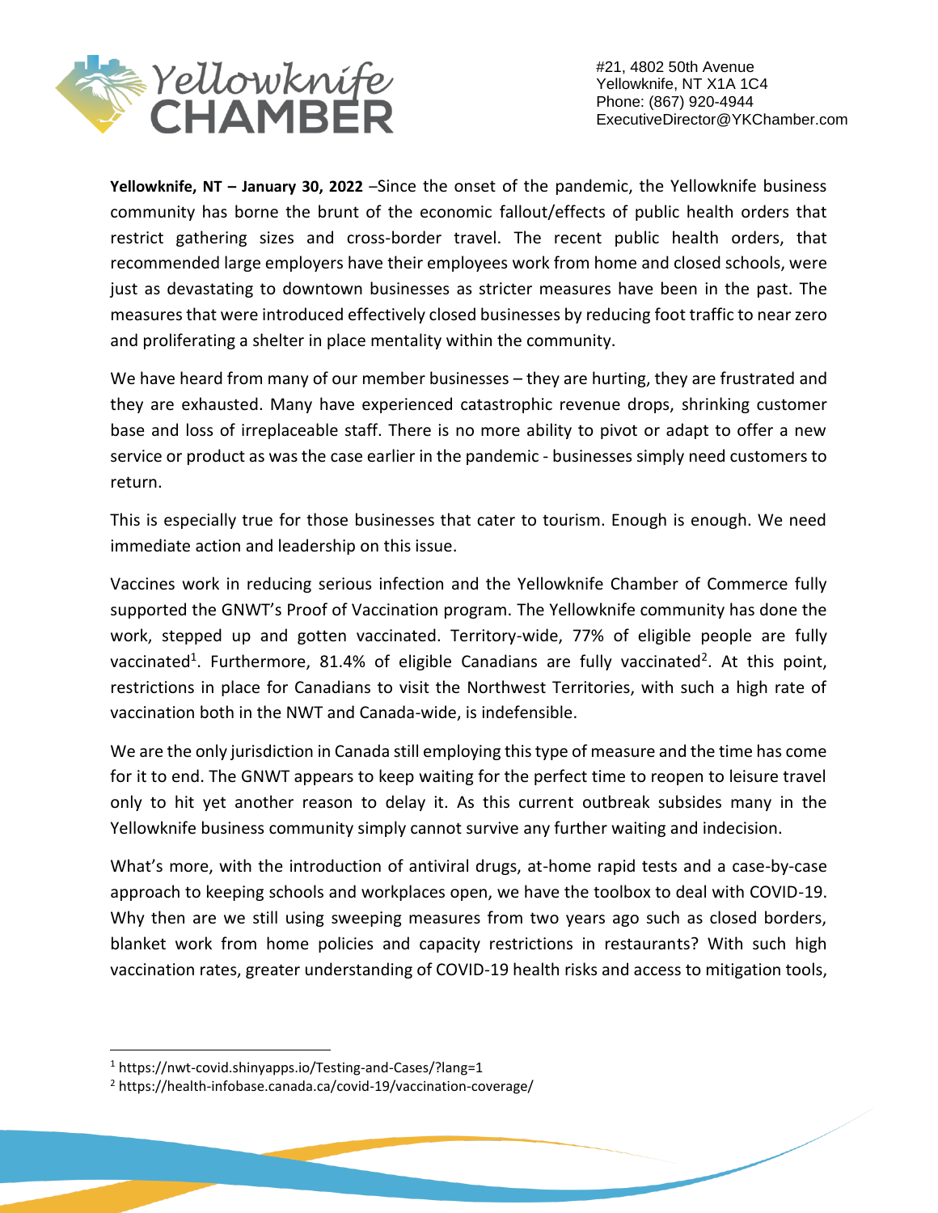Yellowknife CHAMBER

#21, 4802 50th Avenue
Yellowknife, NT X1A 1C4
Phone: (867) 920-4944
ExecutiveDirector@YKChamber.com

**Yellowknife, NT – January 30, 2022** –Since the onset of the pandemic, the Yellowknife business community has borne the brunt of the economic fallout/effects of public health orders that restrict gathering sizes and cross-border travel. The recent public health orders, that recommended large employers have their employees work from home and closed schools, were just as devastating to downtown businesses as stricter measures have been in the past. The measures that were introduced effectively closed businesses by reducing foot traffic to near zero and proliferating a shelter in place mentality within the community.

We have heard from many of our member businesses – they are hurting, they are frustrated and they are exhausted. Many have experienced catastrophic revenue drops, shrinking customer base and loss of irreplaceable staff. There is no more ability to pivot or adapt to offer a new service or product as was the case earlier in the pandemic - businesses simply need customers to return.

This is especially true for those businesses that cater to tourism. Enough is enough. We need immediate action and leadership on this issue.

Vaccines work in reducing serious infection and the Yellowknife Chamber of Commerce fully supported the GNWT's Proof of Vaccination program. The Yellowknife community has done the work, stepped up and gotten vaccinated. Territory-wide, 77% of eligible people are fully vaccinated[1]. Furthermore, 81.4% of eligible Canadians are fully vaccinated[2]. At this point, restrictions in place for Canadians to visit the Northwest Territories, with such a high rate of vaccination both in the NWT and Canada-wide, is indefensible.

We are the only jurisdiction in Canada still employing this type of measure and the time has come for it to end. The GNWT appears to keep waiting for the perfect time to reopen to leisure travel only to hit yet another reason to delay it. As this current outbreak subsides many in the Yellowknife business community simply cannot survive any further waiting and indecision.

What's more, with the introduction of antiviral drugs, at-home rapid tests and a case-by-case approach to keeping schools and workplaces open, we have the toolbox to deal with COVID-19. Why then are we still using sweeping measures from two years ago such as closed borders, blanket work from home policies and capacity restrictions in restaurants? With such high vaccination rates, greater understanding of COVID-19 health risks and access to mitigation tools,

[1] https://nwt-covid.shinyapps.io/Testing-and-Cases/?lang=1
[2] https://health-infobase.canada.ca/covid-19/vaccination-coverage/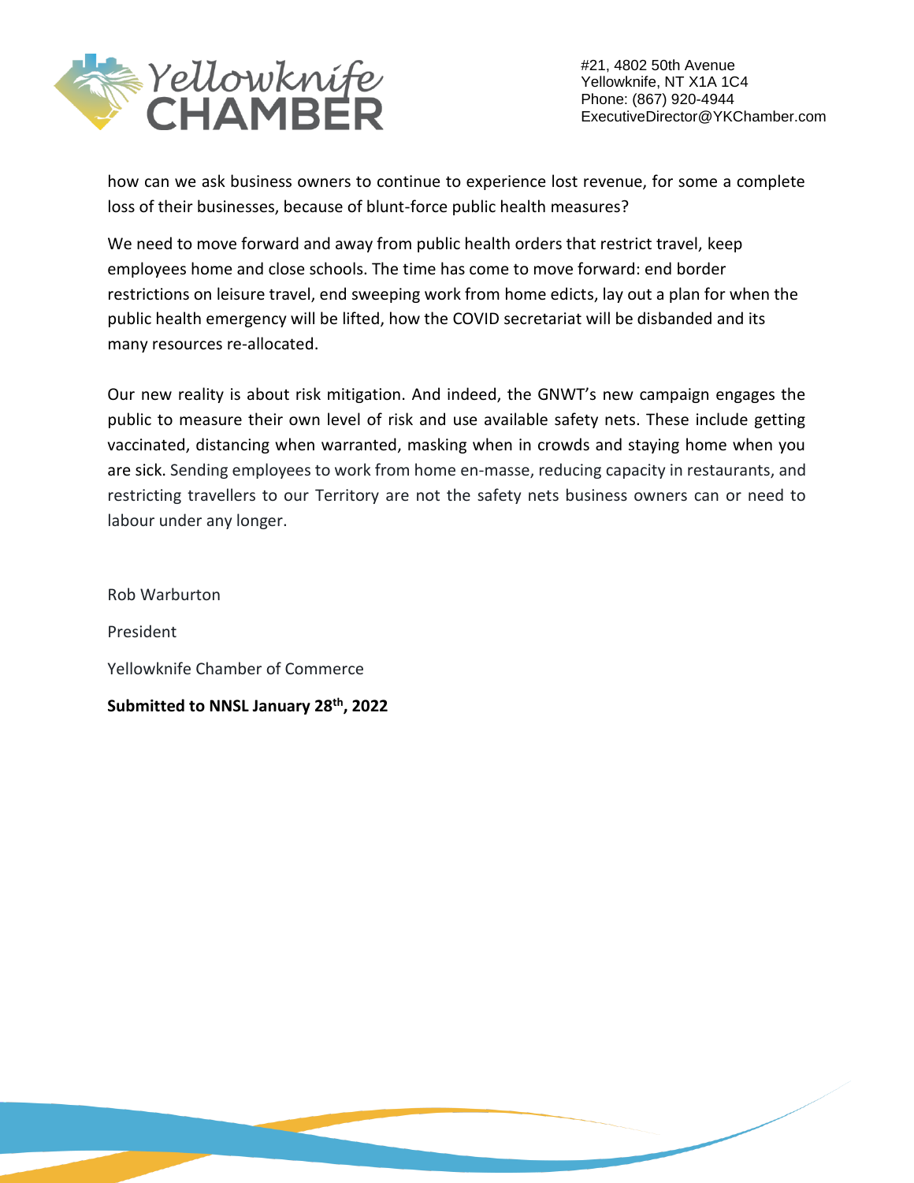how can we ask business owners to continue to experience lost revenue, for some a complete loss of their businesses, because of blunt-force public health measures?

We need to move forward and away from public health orders that restrict travel, keep employees home and close schools. The time has come to move forward: end border restrictions on leisure travel, end sweeping work from home edicts, lay out a plan for when the public health emergency will be lifted, how the COVID secretariat will be disbanded and its many resources re-allocated.

Our new reality is about risk mitigation. And indeed, the GNWT's new campaign engages the public to measure their own level of risk and use available safety nets. These include getting vaccinated, distancing when warranted, masking when in crowds and staying home when you are sick. Sending employees to work from home en-masse, reducing capacity in restaurants, and restricting travellers to our Territory are not the safety nets business owners can or need to labour under any longer.

Rob Warburton

President

Yellowknife Chamber of Commerce

**Submitted to NNSL January 28th, 2022**